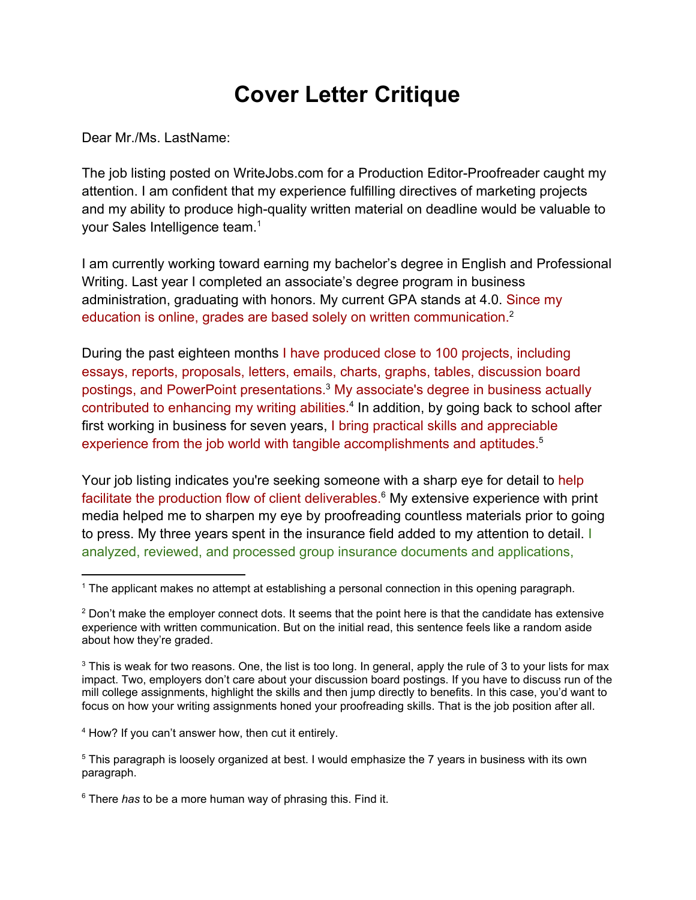# Cover Letter Critique

Dear Mr./Ms. LastName:

The job listing posted on WriteJobs.com for a Production Editor-Proofreader caught my attention. I am confident that my experience fulfilling directives of marketing projects and my ability to produce high-quality written material on deadline would be valuable to your Sales Intelligence team.[1]

I am currently working toward earning my bachelor's degree in English and Professional Writing. Last year I completed an associate's degree program in business administration, graduating with honors. My current GPA stands at 4.0. Since my education is online, grades are based solely on written communication.[2]

During the past eighteen months I have produced close to 100 projects, including essays, reports, proposals, letters, emails, charts, graphs, tables, discussion board postings, and PowerPoint presentations.[3] My associate's degree in business actually contributed to enhancing my writing abilities.[4] In addition, by going back to school after first working in business for seven years, I bring practical skills and appreciable experience from the job world with tangible accomplishments and aptitudes.[5]

Your job listing indicates you're seeking someone with a sharp eye for detail to help facilitate the production flow of client deliverables.[6] My extensive experience with print media helped me to sharpen my eye by proofreading countless materials prior to going to press. My three years spent in the insurance field added to my attention to detail. I analyzed, reviewed, and processed group insurance documents and applications,

---

[1] The applicant makes no attempt at establishing a personal connection in this opening paragraph.

[2] Don't make the employer connect dots. It seems that the point here is that the candidate has extensive experience with written communication. But on the initial read, this sentence feels like a random aside about how they're graded.

[3] This is weak for two reasons. One, the list is too long. In general, apply the rule of 3 to your lists for max impact. Two, employers don't care about your discussion board postings. If you have to discuss run of the mill college assignments, highlight the skills and then jump directly to benefits. In this case, you'd want to focus on how your writing assignments honed your proofreading skills. That is the job position after all.

[4] How? If you can't answer how, then cut it entirely.

[5] This paragraph is loosely organized at best. I would emphasize the 7 years in business with its own paragraph.

[6] There *has* to be a more human way of phrasing this. Find it.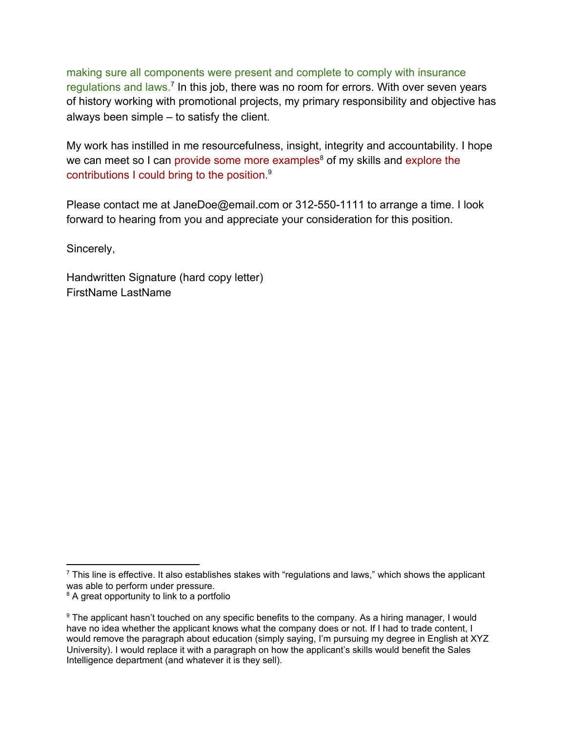making sure all components were present and complete to comply with insurance regulations and laws.[7] In this job, there was no room for errors. With over seven years of history working with promotional projects, my primary responsibility and objective has always been simple – to satisfy the client.

My work has instilled in me resourcefulness, insight, integrity and accountability. I hope we can meet so I can provide some more examples[8] of my skills and explore the contributions I could bring to the position.[9]

Please contact me at JaneDoe@email.com or 312-550-1111 to arrange a time. I look forward to hearing from you and appreciate your consideration for this position.

Sincerely,

Handwritten Signature (hard copy letter)
FirstName LastName

---

[7] This line is effective. It also establishes stakes with "regulations and laws," which shows the applicant was able to perform under pressure.

[8] A great opportunity to link to a portfolio

[9] The applicant hasn't touched on any specific benefits to the company. As a hiring manager, I would have no idea whether the applicant knows what the company does or not. If I had to trade content, I would remove the paragraph about education (simply saying, I'm pursuing my degree in English at XYZ University). I would replace it with a paragraph on how the applicant's skills would benefit the Sales Intelligence department (and whatever it is they sell).